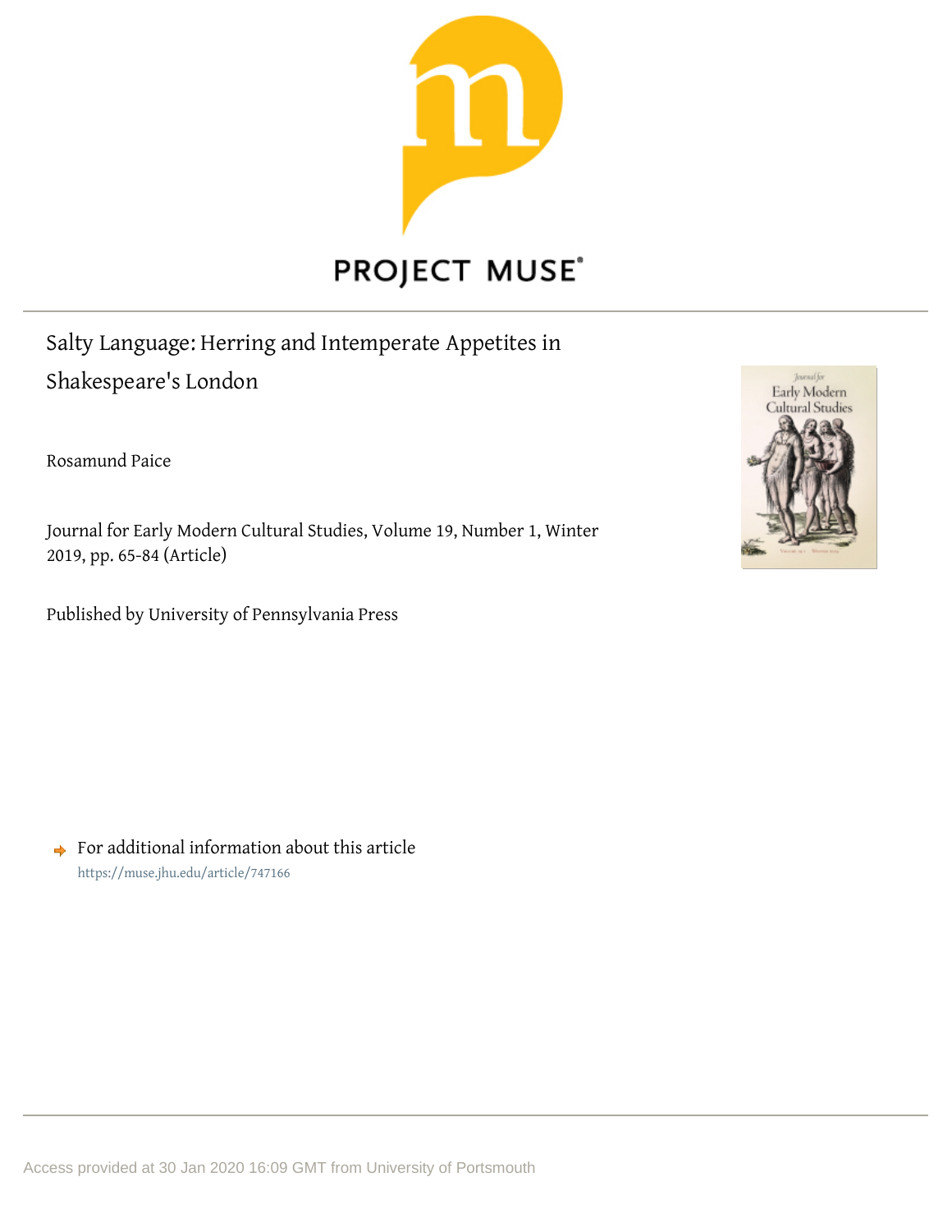PROJECT MUSE®

# Salty Language: Herring and Intemperate Appetites in Shakespeare's London

Rosamund Paice

Journal for Early Modern Cultural Studies, Volume 19, Number 1, Winter 2019, pp. 65-84 (Article)

Published by University of Pennsylvania Press

For additional information about this article

https://muse.jhu.edu/article/747166

Access provided at 30 Jan 2020 16:09 GMT from University of Portsmouth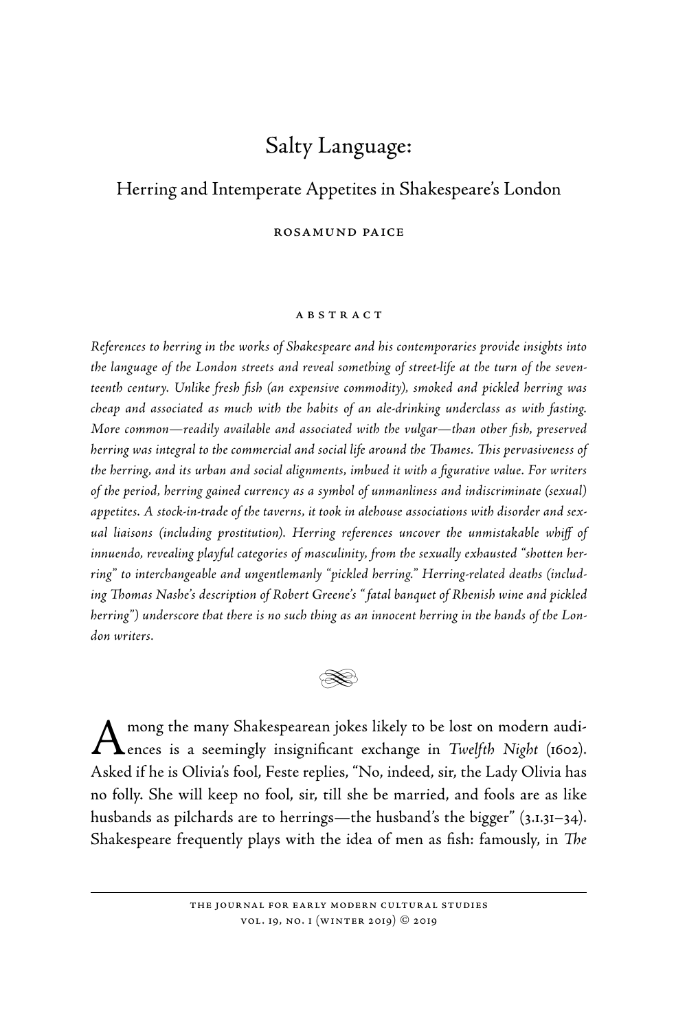# Salty Language:

## Herring and Intemperate Appetites in Shakespeare's London

ROSAMUND PAICE

ABSTRACT

*References to herring in the works of Shakespeare and his contemporaries provide insights into the language of the London streets and reveal something of street-life at the turn of the seventeenth century. Unlike fresh fish (an expensive commodity), smoked and pickled herring was cheap and associated as much with the habits of an ale-drinking underclass as with fasting. More common—readily available and associated with the vulgar—than other fish, preserved herring was integral to the commercial and social life around the Thames. This pervasiveness of the herring, and its urban and social alignments, imbued it with a figurative value. For writers of the period, herring gained currency as a symbol of unmanliness and indiscriminate (sexual) appetites. A stock-in-trade of the taverns, it took in alehouse associations with disorder and sexual liaisons (including prostitution). Herring references uncover the unmistakable whiff of innuendo, revealing playful categories of masculinity, from the sexually exhausted "shotten herring" to interchangeable and ungentlemanly "pickled herring." Herring-related deaths (including Thomas Nashe's description of Robert Greene's "fatal banquet of Rhenish wine and pickled herring") underscore that there is no such thing as an innocent herring in the hands of the London writers.*

Among the many Shakespearean jokes likely to be lost on modern audiences is a seemingly insignificant exchange in *Twelfth Night* (1602). Asked if he is Olivia's fool, Feste replies, "No, indeed, sir, the Lady Olivia has no folly. She will keep no fool, sir, till she be married, and fools are as like husbands as pilchards are to herrings—the husband's the bigger" (3.1.31–34). Shakespeare frequently plays with the idea of men as fish: famously, in *The*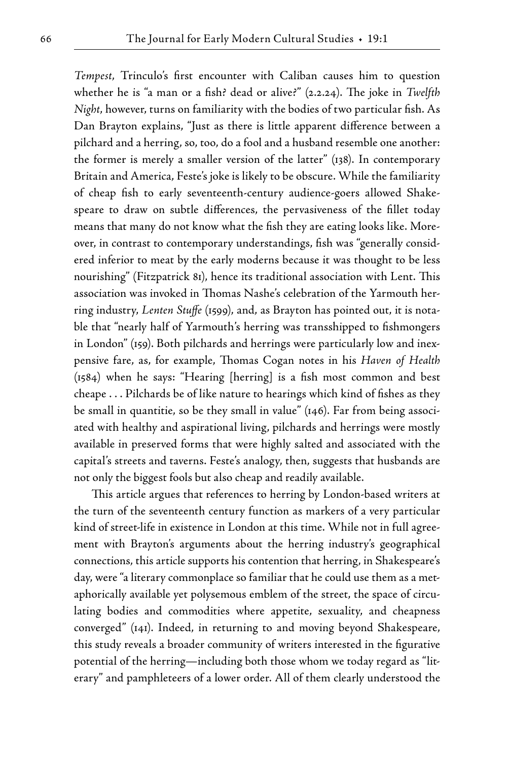*Tempest*, Trinculo's first encounter with Caliban causes him to question whether he is "a man or a fish? dead or alive?" (2.2.24). The joke in *Twelfth Night*, however, turns on familiarity with the bodies of two particular fish. As Dan Brayton explains, "Just as there is little apparent difference between a pilchard and a herring, so, too, do a fool and a husband resemble one another: the former is merely a smaller version of the latter" (138). In contemporary Britain and America, Feste's joke is likely to be obscure. While the familiarity of cheap fish to early seventeenth-century audience-goers allowed Shakespeare to draw on subtle differences, the pervasiveness of the fillet today means that many do not know what the fish they are eating looks like. Moreover, in contrast to contemporary understandings, fish was "generally considered inferior to meat by the early moderns because it was thought to be less nourishing" (Fitzpatrick 81), hence its traditional association with Lent. This association was invoked in Thomas Nashe's celebration of the Yarmouth herring industry, *Lenten Stuffe* (1599), and, as Brayton has pointed out, it is notable that "nearly half of Yarmouth's herring was transshipped to fishmongers in London" (159). Both pilchards and herrings were particularly low and inexpensive fare, as, for example, Thomas Cogan notes in his *Haven of Health* (1584) when he says: "Hearing [herring] is a fish most common and best cheape . . . Pilchards be of like nature to hearings which kind of fishes as they be small in quantitie, so be they small in value" (146). Far from being associated with healthy and aspirational living, pilchards and herrings were mostly available in preserved forms that were highly salted and associated with the capital's streets and taverns. Feste's analogy, then, suggests that husbands are not only the biggest fools but also cheap and readily available.

This article argues that references to herring by London-based writers at the turn of the seventeenth century function as markers of a very particular kind of street-life in existence in London at this time. While not in full agreement with Brayton's arguments about the herring industry's geographical connections, this article supports his contention that herring, in Shakespeare's day, were "a literary commonplace so familiar that he could use them as a metaphorically available yet polysemous emblem of the street, the space of circulating bodies and commodities where appetite, sexuality, and cheapness converged" (141). Indeed, in returning to and moving beyond Shakespeare, this study reveals a broader community of writers interested in the figurative potential of the herring—including both those whom we today regard as "literary" and pamphleteers of a lower order. All of them clearly understood the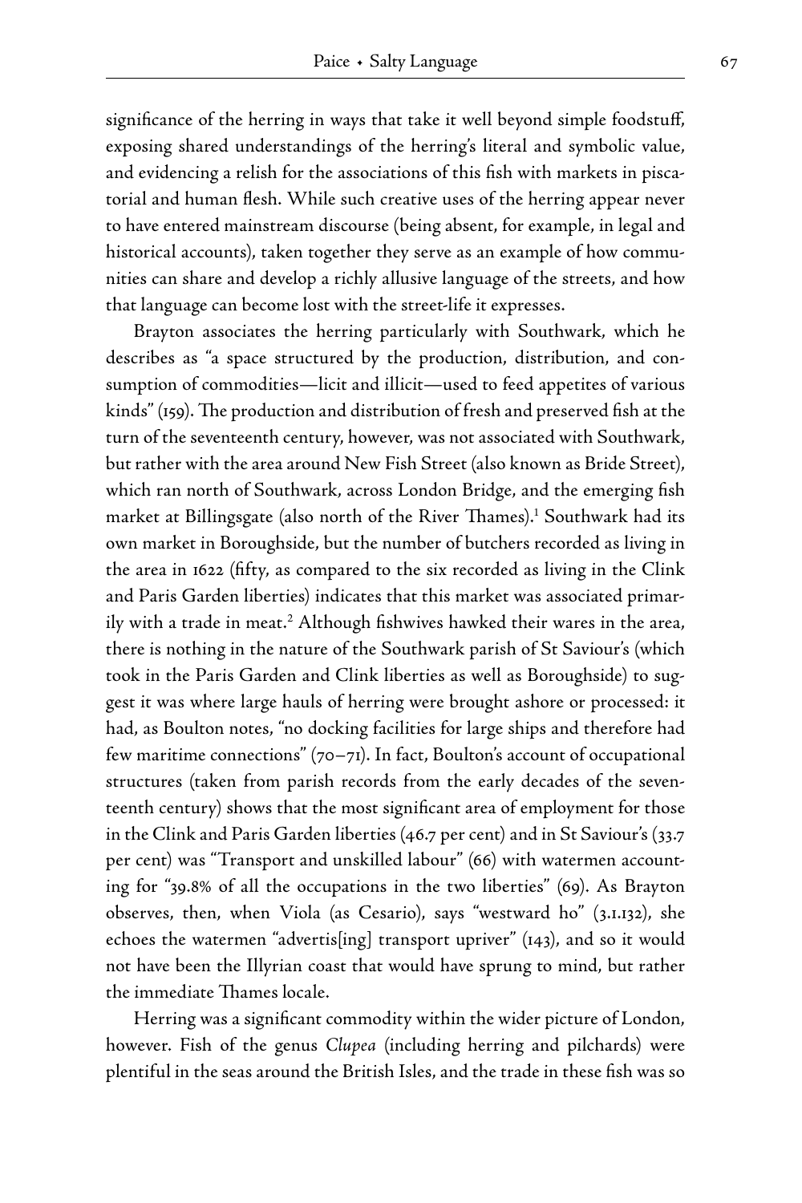significance of the herring in ways that take it well beyond simple foodstuff, exposing shared understandings of the herring's literal and symbolic value, and evidencing a relish for the associations of this fish with markets in piscatorial and human flesh. While such creative uses of the herring appear never to have entered mainstream discourse (being absent, for example, in legal and historical accounts), taken together they serve as an example of how communities can share and develop a richly allusive language of the streets, and how that language can become lost with the street-life it expresses.

Brayton associates the herring particularly with Southwark, which he describes as "a space structured by the production, distribution, and consumption of commodities—licit and illicit—used to feed appetites of various kinds" (159). The production and distribution of fresh and preserved fish at the turn of the seventeenth century, however, was not associated with Southwark, but rather with the area around New Fish Street (also known as Bride Street), which ran north of Southwark, across London Bridge, and the emerging fish market at Billingsgate (also north of the River Thames).[1] Southwark had its own market in Boroughside, but the number of butchers recorded as living in the area in 1622 (fifty, as compared to the six recorded as living in the Clink and Paris Garden liberties) indicates that this market was associated primarily with a trade in meat.[2] Although fishwives hawked their wares in the area, there is nothing in the nature of the Southwark parish of St Saviour's (which took in the Paris Garden and Clink liberties as well as Boroughside) to suggest it was where large hauls of herring were brought ashore or processed: it had, as Boulton notes, "no docking facilities for large ships and therefore had few maritime connections" (70–71). In fact, Boulton's account of occupational structures (taken from parish records from the early decades of the seventeenth century) shows that the most significant area of employment for those in the Clink and Paris Garden liberties (46.7 per cent) and in St Saviour's (33.7 per cent) was "Transport and unskilled labour" (66) with watermen accounting for "39.8% of all the occupations in the two liberties" (69). As Brayton observes, then, when Viola (as Cesario), says "westward ho" (3.1.132), she echoes the watermen "advertis[ing] transport upriver" (143), and so it would not have been the Illyrian coast that would have sprung to mind, but rather the immediate Thames locale.

Herring was a significant commodity within the wider picture of London, however. Fish of the genus *Clupea* (including herring and pilchards) were plentiful in the seas around the British Isles, and the trade in these fish was so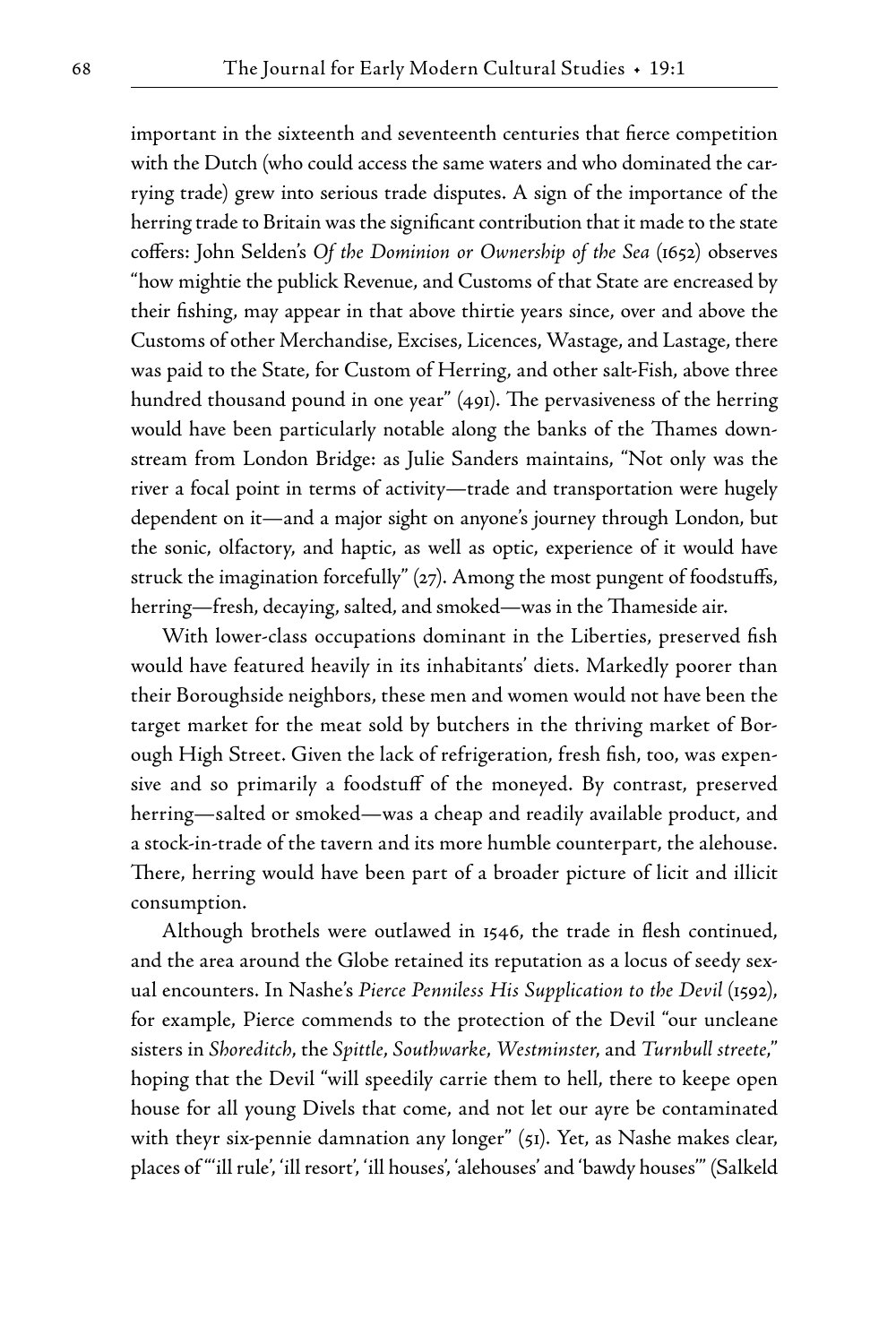important in the sixteenth and seventeenth centuries that fierce competition with the Dutch (who could access the same waters and who dominated the carrying trade) grew into serious trade disputes. A sign of the importance of the herring trade to Britain was the significant contribution that it made to the state coffers: John Selden's *Of the Dominion or Ownership of the Sea* (1652) observes "how mightie the publick Revenue, and Customs of that State are encreased by their fishing, may appear in that above thirtie years since, over and above the Customs of other Merchandise, Excises, Licences, Wastage, and Lastage, there was paid to the State, for Custom of Herring, and other salt-Fish, above three hundred thousand pound in one year" (491). The pervasiveness of the herring would have been particularly notable along the banks of the Thames downstream from London Bridge: as Julie Sanders maintains, "Not only was the river a focal point in terms of activity—trade and transportation were hugely dependent on it—and a major sight on anyone's journey through London, but the sonic, olfactory, and haptic, as well as optic, experience of it would have struck the imagination forcefully" (27). Among the most pungent of foodstuffs, herring—fresh, decaying, salted, and smoked—was in the Thameside air.

With lower-class occupations dominant in the Liberties, preserved fish would have featured heavily in its inhabitants' diets. Markedly poorer than their Boroughside neighbors, these men and women would not have been the target market for the meat sold by butchers in the thriving market of Borough High Street. Given the lack of refrigeration, fresh fish, too, was expensive and so primarily a foodstuff of the moneyed. By contrast, preserved herring—salted or smoked—was a cheap and readily available product, and a stock-in-trade of the tavern and its more humble counterpart, the alehouse. There, herring would have been part of a broader picture of licit and illicit consumption.

Although brothels were outlawed in 1546, the trade in flesh continued, and the area around the Globe retained its reputation as a locus of seedy sexual encounters. In Nashe's *Pierce Penniless His Supplication to the Devil* (1592), for example, Pierce commends to the protection of the Devil "our uncleane sisters in *Shoreditch*, the *Spittle*, *Southwarke*, *Westminster*, and *Turnbull streete*," hoping that the Devil "will speedily carrie them to hell, there to keepe open house for all young Divels that come, and not let our ayre be contaminated with theyr six-pennie damnation any longer" (51). Yet, as Nashe makes clear, places of "'ill rule', 'ill resort', 'ill houses', 'alehouses' and 'bawdy houses'" (Salkeld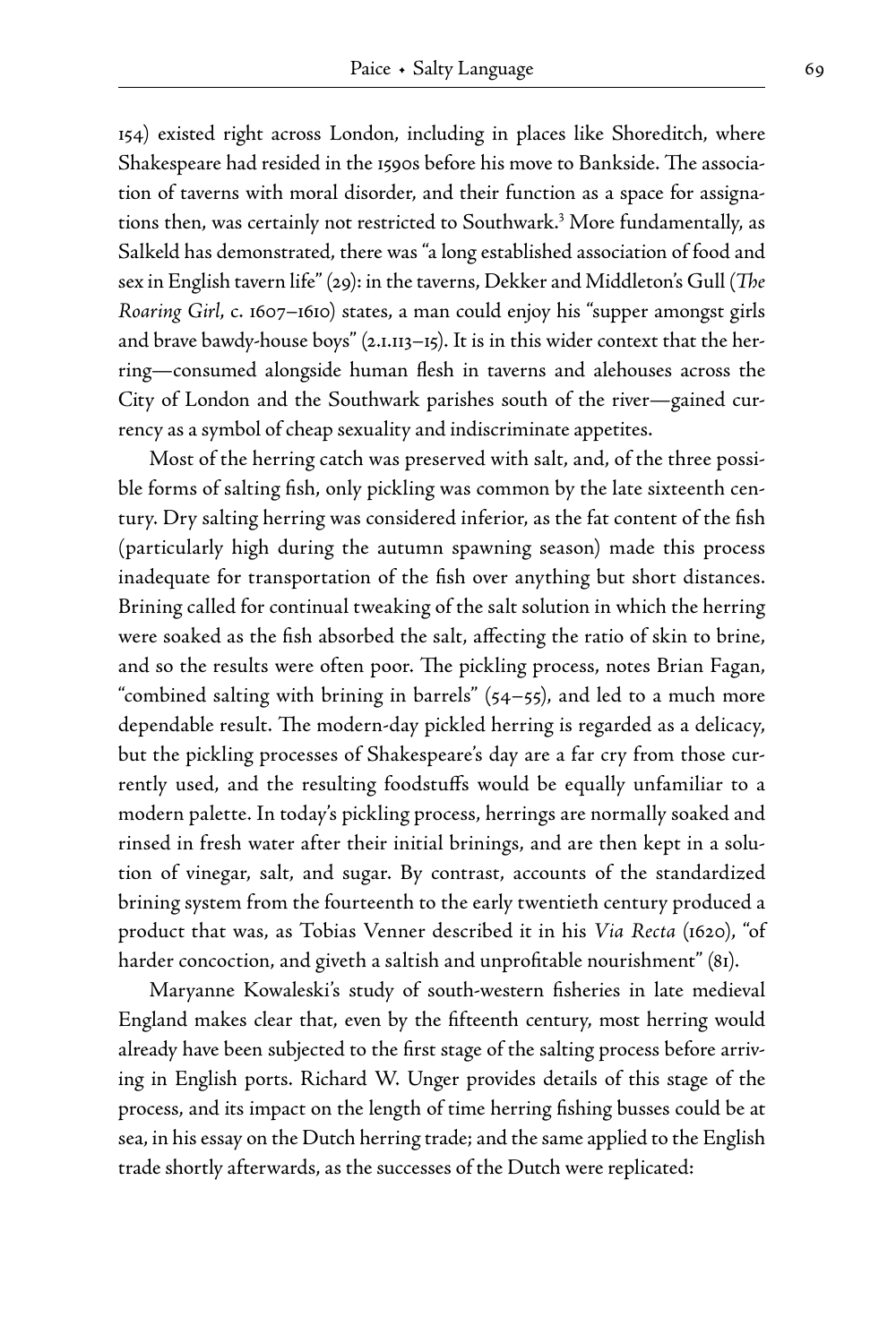154) existed right across London, including in places like Shoreditch, where Shakespeare had resided in the 1590s before his move to Bankside. The association of taverns with moral disorder, and their function as a space for assignations then, was certainly not restricted to Southwark.[3] More fundamentally, as Salkeld has demonstrated, there was "a long established association of food and sex in English tavern life" (29): in the taverns, Dekker and Middleton's Gull (*The Roaring Girl*, c. 1607–1610) states, a man could enjoy his "supper amongst girls and brave bawdy-house boys" (2.1.113–15). It is in this wider context that the herring—consumed alongside human flesh in taverns and alehouses across the City of London and the Southwark parishes south of the river—gained currency as a symbol of cheap sexuality and indiscriminate appetites.

Most of the herring catch was preserved with salt, and, of the three possible forms of salting fish, only pickling was common by the late sixteenth century. Dry salting herring was considered inferior, as the fat content of the fish (particularly high during the autumn spawning season) made this process inadequate for transportation of the fish over anything but short distances. Brining called for continual tweaking of the salt solution in which the herring were soaked as the fish absorbed the salt, affecting the ratio of skin to brine, and so the results were often poor. The pickling process, notes Brian Fagan, "combined salting with brining in barrels" (54–55), and led to a much more dependable result. The modern-day pickled herring is regarded as a delicacy, but the pickling processes of Shakespeare's day are a far cry from those currently used, and the resulting foodstuffs would be equally unfamiliar to a modern palette. In today's pickling process, herrings are normally soaked and rinsed in fresh water after their initial brinings, and are then kept in a solution of vinegar, salt, and sugar. By contrast, accounts of the standardized brining system from the fourteenth to the early twentieth century produced a product that was, as Tobias Venner described it in his *Via Recta* (1620), "of harder concoction, and giveth a saltish and unprofitable nourishment" (81).

Maryanne Kowaleski's study of south-western fisheries in late medieval England makes clear that, even by the fifteenth century, most herring would already have been subjected to the first stage of the salting process before arriving in English ports. Richard W. Unger provides details of this stage of the process, and its impact on the length of time herring fishing busses could be at sea, in his essay on the Dutch herring trade; and the same applied to the English trade shortly afterwards, as the successes of the Dutch were replicated: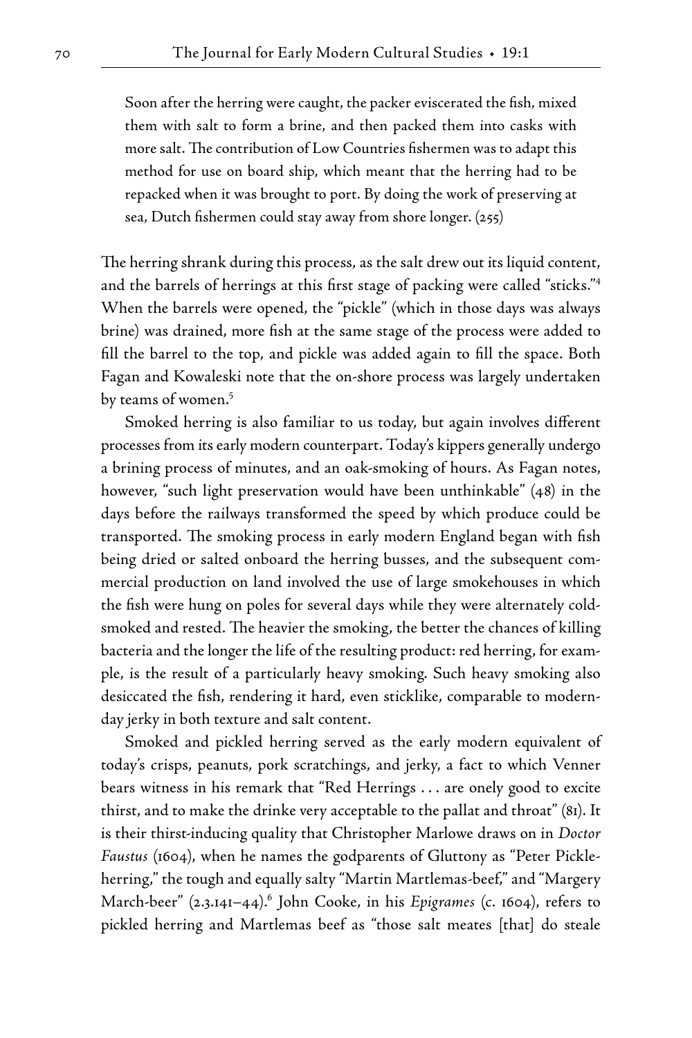> Soon after the herring were caught, the packer eviscerated the fish, mixed them with salt to form a brine, and then packed them into casks with more salt. The contribution of Low Countries fishermen was to adapt this method for use on board ship, which meant that the herring had to be repacked when it was brought to port. By doing the work of preserving at sea, Dutch fishermen could stay away from shore longer. (255)

The herring shrank during this process, as the salt drew out its liquid content, and the barrels of herrings at this first stage of packing were called "sticks."[4] When the barrels were opened, the "pickle" (which in those days was always brine) was drained, more fish at the same stage of the process were added to fill the barrel to the top, and pickle was added again to fill the space. Both Fagan and Kowaleski note that the on-shore process was largely undertaken by teams of women.[5]

Smoked herring is also familiar to us today, but again involves different processes from its early modern counterpart. Today's kippers generally undergo a brining process of minutes, and an oak-smoking of hours. As Fagan notes, however, "such light preservation would have been unthinkable" (48) in the days before the railways transformed the speed by which produce could be transported. The smoking process in early modern England began with fish being dried or salted onboard the herring busses, and the subsequent commercial production on land involved the use of large smokehouses in which the fish were hung on poles for several days while they were alternately cold-smoked and rested. The heavier the smoking, the better the chances of killing bacteria and the longer the life of the resulting product: red herring, for example, is the result of a particularly heavy smoking. Such heavy smoking also desiccated the fish, rendering it hard, even sticklike, comparable to modern-day jerky in both texture and salt content.

Smoked and pickled herring served as the early modern equivalent of today's crisps, peanuts, pork scratchings, and jerky, a fact to which Venner bears witness in his remark that "Red Herrings . . . are onely good to excite thirst, and to make the drinke very acceptable to the pallat and throat" (81). It is their thirst-inducing quality that Christopher Marlowe draws on in *Doctor Faustus* (1604), when he names the godparents of Gluttony as "Peter Pickle-herring," the tough and equally salty "Martin Martlemas-beef," and "Margery March-beer" (2.3.141–44).[6] John Cooke, in his *Epigrames* (c. 1604), refers to pickled herring and Martlemas beef as "those salt meates [that] do steale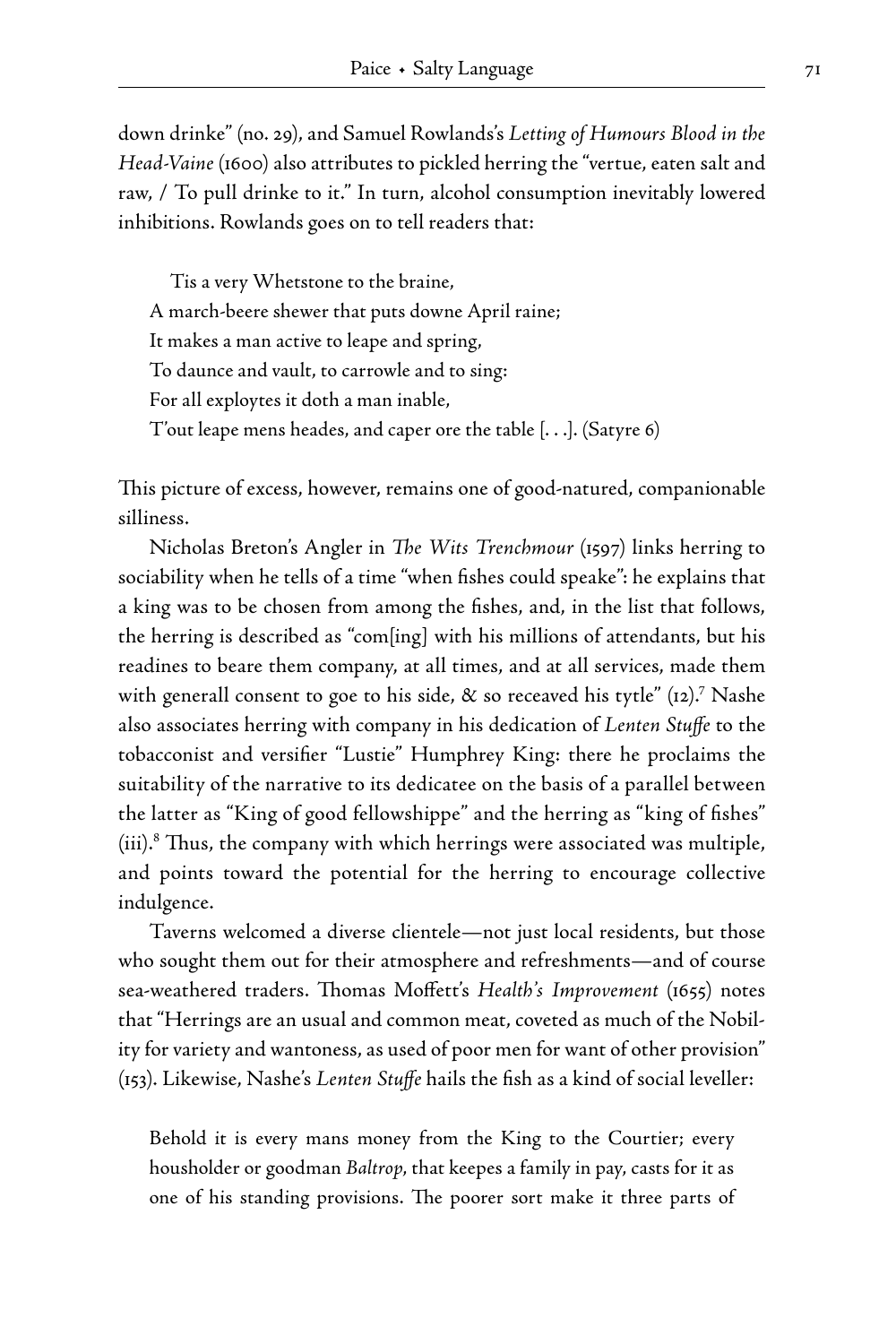down drinke" (no. 29), and Samuel Rowlands's *Letting of Humours Blood in the Head-Vaine* (1600) also attributes to pickled herring the "vertue, eaten salt and raw, / To pull drinke to it." In turn, alcohol consumption inevitably lowered inhibitions. Rowlands goes on to tell readers that:

> Tis a very Whetstone to the braine,
> A march-beere shewer that puts downe April raine;
> It makes a man active to leape and spring,
> To daunce and vault, to carrowle and to sing:
> For all exploytes it doth a man inable,
> T'out leape mens heades, and caper ore the table [. . .]. (Satyre 6)

This picture of excess, however, remains one of good-natured, companionable silliness.

Nicholas Breton's Angler in *The Wits Trenchmour* (1597) links herring to sociability when he tells of a time "when fishes could speake": he explains that a king was to be chosen from among the fishes, and, in the list that follows, the herring is described as "com[ing] with his millions of attendants, but his readines to beare them company, at all times, and at all services, made them with generall consent to goe to his side, & so receaved his tytle" (12).[7] Nashe also associates herring with company in his dedication of *Lenten Stuffe* to the tobacconist and versifier "Lustie" Humphrey King: there he proclaims the suitability of the narrative to its dedicatee on the basis of a parallel between the latter as "King of good fellowshippe" and the herring as "king of fishes" (iii).[8] Thus, the company with which herrings were associated was multiple, and points toward the potential for the herring to encourage collective indulgence.

Taverns welcomed a diverse clientele—not just local residents, but those who sought them out for their atmosphere and refreshments—and of course sea-weathered traders. Thomas Moffett's *Health's Improvement* (1655) notes that "Herrings are an usual and common meat, coveted as much of the Nobility for variety and wantoness, as used of poor men for want of other provision" (153). Likewise, Nashe's *Lenten Stuffe* hails the fish as a kind of social leveller:

> Behold it is every mans money from the King to the Courtier; every housholder or goodman *Baltrop*, that keepes a family in pay, casts for it as one of his standing provisions. The poorer sort make it three parts of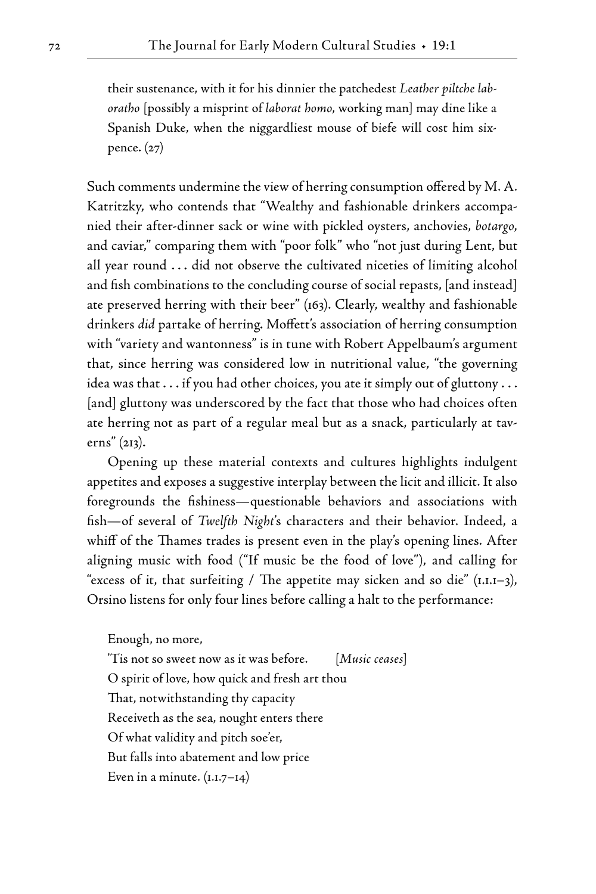their sustenance, with it for his dinnier the patchedest *Leather piltche laboratho* [possibly a misprint of *laborat homo*, working man] may dine like a Spanish Duke, when the niggardliest mouse of biefe will cost him sixpence. (27)

Such comments undermine the view of herring consumption offered by M. A. Katritzky, who contends that "Wealthy and fashionable drinkers accompanied their after-dinner sack or wine with pickled oysters, anchovies, *botargo*, and caviar," comparing them with "poor folk" who "not just during Lent, but all year round . . . did not observe the cultivated niceties of limiting alcohol and fish combinations to the concluding course of social repasts, [and instead] ate preserved herring with their beer" (163). Clearly, wealthy and fashionable drinkers *did* partake of herring. Moffett's association of herring consumption with "variety and wantonness" is in tune with Robert Appelbaum's argument that, since herring was considered low in nutritional value, "the governing idea was that . . . if you had other choices, you ate it simply out of gluttony . . . [and] gluttony was underscored by the fact that those who had choices often ate herring not as part of a regular meal but as a snack, particularly at taverns" (213).

Opening up these material contexts and cultures highlights indulgent appetites and exposes a suggestive interplay between the licit and illicit. It also foregrounds the fishiness—questionable behaviors and associations with fish—of several of *Twelfth Night*'s characters and their behavior. Indeed, a whiff of the Thames trades is present even in the play's opening lines. After aligning music with food ("If music be the food of love"), and calling for "excess of it, that surfeiting / The appetite may sicken and so die" (1.1.1–3), Orsino listens for only four lines before calling a halt to the performance:

> Enough, no more,
> 'Tis not so sweet now as it was before. [*Music ceases*]
> O spirit of love, how quick and fresh art thou
> That, notwithstanding thy capacity
> Receiveth as the sea, nought enters there
> Of what validity and pitch soe'er,
> But falls into abatement and low price
> Even in a minute. (1.1.7–14)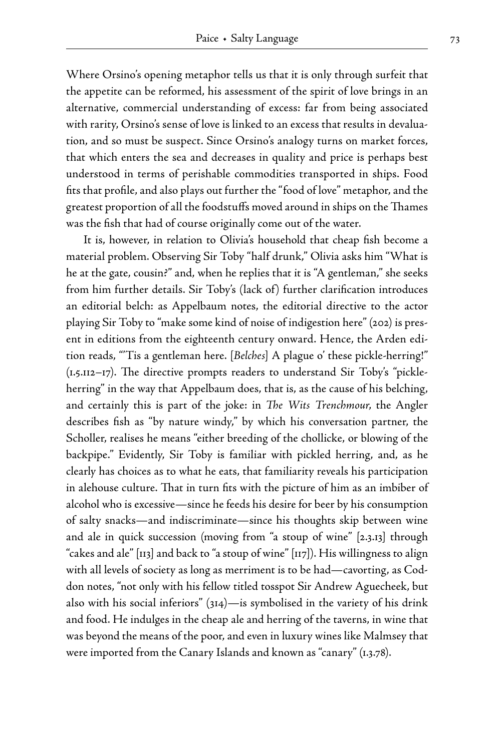Where Orsino's opening metaphor tells us that it is only through surfeit that the appetite can be reformed, his assessment of the spirit of love brings in an alternative, commercial understanding of excess: far from being associated with rarity, Orsino's sense of love is linked to an excess that results in devaluation, and so must be suspect. Since Orsino's analogy turns on market forces, that which enters the sea and decreases in quality and price is perhaps best understood in terms of perishable commodities transported in ships. Food fits that profile, and also plays out further the "food of love" metaphor, and the greatest proportion of all the foodstuffs moved around in ships on the Thames was the fish that had of course originally come out of the water.

It is, however, in relation to Olivia's household that cheap fish become a material problem. Observing Sir Toby "half drunk," Olivia asks him "What is he at the gate, cousin?" and, when he replies that it is "A gentleman," she seeks from him further details. Sir Toby's (lack of) further clarification introduces an editorial belch: as Appelbaum notes, the editorial directive to the actor playing Sir Toby to "make some kind of noise of indigestion here" (202) is present in editions from the eighteenth century onward. Hence, the Arden edition reads, "'Tis a gentleman here. [*Belches*] A plague o' these pickle-herring!" (1.5.112–17). The directive prompts readers to understand Sir Toby's "pickle-herring" in the way that Appelbaum does, that is, as the cause of his belching, and certainly this is part of the joke: in *The Wits Trenchmour*, the Angler describes fish as "by nature windy," by which his conversation partner, the Scholler, realises he means "either breeding of the chollicke, or blowing of the backpipe." Evidently, Sir Toby is familiar with pickled herring, and, as he clearly has choices as to what he eats, that familiarity reveals his participation in alehouse culture. That in turn fits with the picture of him as an imbiber of alcohol who is excessive—since he feeds his desire for beer by his consumption of salty snacks—and indiscriminate—since his thoughts skip between wine and ale in quick succession (moving from "a stoup of wine" [2.3.13] through "cakes and ale" [113] and back to "a stoup of wine" [117]). His willingness to align with all levels of society as long as merriment is to be had—cavorting, as Coddon notes, "not only with his fellow titled tosspot Sir Andrew Aguecheek, but also with his social inferiors" (314)—is symbolised in the variety of his drink and food. He indulges in the cheap ale and herring of the taverns, in wine that was beyond the means of the poor, and even in luxury wines like Malmsey that were imported from the Canary Islands and known as "canary" (1.3.78).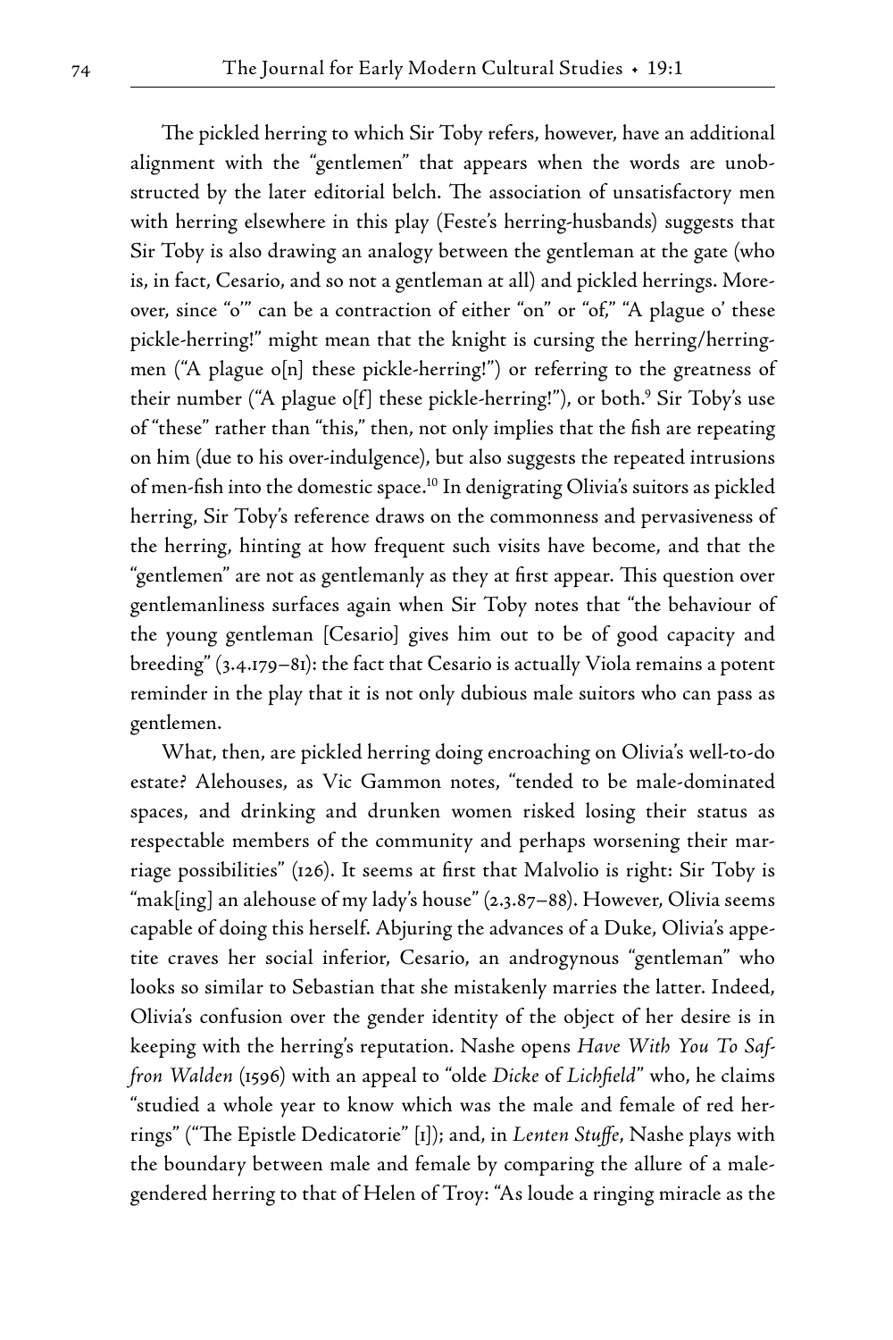The pickled herring to which Sir Toby refers, however, have an additional alignment with the "gentlemen" that appears when the words are unobstructed by the later editorial belch. The association of unsatisfactory men with herring elsewhere in this play (Feste's herring-husbands) suggests that Sir Toby is also drawing an analogy between the gentleman at the gate (who is, in fact, Cesario, and so not a gentleman at all) and pickled herrings. Moreover, since "o'" can be a contraction of either "on" or "of," "A plague o' these pickle-herring!" might mean that the knight is cursing the herring/herring-men ("A plague o[n] these pickle-herring!") or referring to the greatness of their number ("A plague o[f] these pickle-herring!"), or both.[9] Sir Toby's use of "these" rather than "this," then, not only implies that the fish are repeating on him (due to his over-indulgence), but also suggests the repeated intrusions of men-fish into the domestic space.[10] In denigrating Olivia's suitors as pickled herring, Sir Toby's reference draws on the commonness and pervasiveness of the herring, hinting at how frequent such visits have become, and that the "gentlemen" are not as gentlemanly as they at first appear. This question over gentlemanliness surfaces again when Sir Toby notes that "the behaviour of the young gentleman [Cesario] gives him out to be of good capacity and breeding" (3.4.179–81): the fact that Cesario is actually Viola remains a potent reminder in the play that it is not only dubious male suitors who can pass as gentlemen.

What, then, are pickled herring doing encroaching on Olivia's well-to-do estate? Alehouses, as Vic Gammon notes, "tended to be male-dominated spaces, and drinking and drunken women risked losing their status as respectable members of the community and perhaps worsening their marriage possibilities" (126). It seems at first that Malvolio is right: Sir Toby is "mak[ing] an alehouse of my lady's house" (2.3.87–88). However, Olivia seems capable of doing this herself. Abjuring the advances of a Duke, Olivia's appetite craves her social inferior, Cesario, an androgynous "gentleman" who looks so similar to Sebastian that she mistakenly marries the latter. Indeed, Olivia's confusion over the gender identity of the object of her desire is in keeping with the herring's reputation. Nashe opens *Have With You To Saffron Walden* (1596) with an appeal to "olde *Dicke* of *Lichfield*" who, he claims "studied a whole year to know which was the male and female of red herrings" ("The Epistle Dedicatorie" [1]); and, in *Lenten Stuffe*, Nashe plays with the boundary between male and female by comparing the allure of a male-gendered herring to that of Helen of Troy: "As loude a ringing miracle as the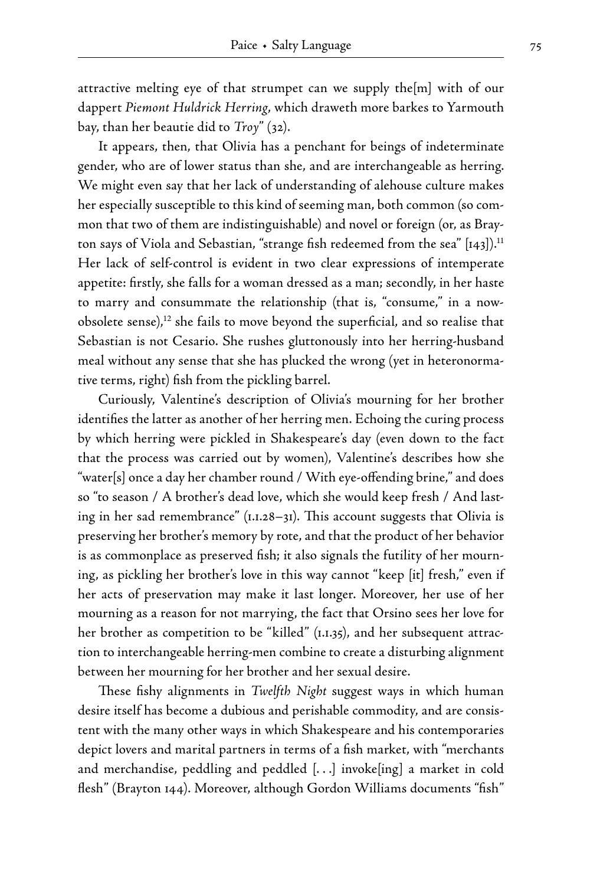attractive melting eye of that strumpet can we supply the[m] with of our dappert *Piemont Huldrick Herring*, which draweth more barkes to Yarmouth bay, than her beautie did to *Troy*" (32).

It appears, then, that Olivia has a penchant for beings of indeterminate gender, who are of lower status than she, and are interchangeable as herring. We might even say that her lack of understanding of alehouse culture makes her especially susceptible to this kind of seeming man, both common (so common that two of them are indistinguishable) and novel or foreign (or, as Brayton says of Viola and Sebastian, "strange fish redeemed from the sea" [143]).[11] Her lack of self-control is evident in two clear expressions of intemperate appetite: firstly, she falls for a woman dressed as a man; secondly, in her haste to marry and consummate the relationship (that is, "consume," in a now-obsolete sense),[12] she fails to move beyond the superficial, and so realise that Sebastian is not Cesario. She rushes gluttonously into her herring-husband meal without any sense that she has plucked the wrong (yet in heteronormative terms, right) fish from the pickling barrel.

Curiously, Valentine's description of Olivia's mourning for her brother identifies the latter as another of her herring men. Echoing the curing process by which herring were pickled in Shakespeare's day (even down to the fact that the process was carried out by women), Valentine's describes how she "water[s] once a day her chamber round / With eye-offending brine," and does so "to season / A brother's dead love, which she would keep fresh / And lasting in her sad remembrance" (1.1.28–31). This account suggests that Olivia is preserving her brother's memory by rote, and that the product of her behavior is as commonplace as preserved fish; it also signals the futility of her mourning, as pickling her brother's love in this way cannot "keep [it] fresh," even if her acts of preservation may make it last longer. Moreover, her use of her mourning as a reason for not marrying, the fact that Orsino sees her love for her brother as competition to be "killed" (1.1.35), and her subsequent attraction to interchangeable herring-men combine to create a disturbing alignment between her mourning for her brother and her sexual desire.

These fishy alignments in *Twelfth Night* suggest ways in which human desire itself has become a dubious and perishable commodity, and are consistent with the many other ways in which Shakespeare and his contemporaries depict lovers and marital partners in terms of a fish market, with "merchants and merchandise, peddling and peddled [. . .] invoke[ing] a market in cold flesh" (Brayton 144). Moreover, although Gordon Williams documents "fish"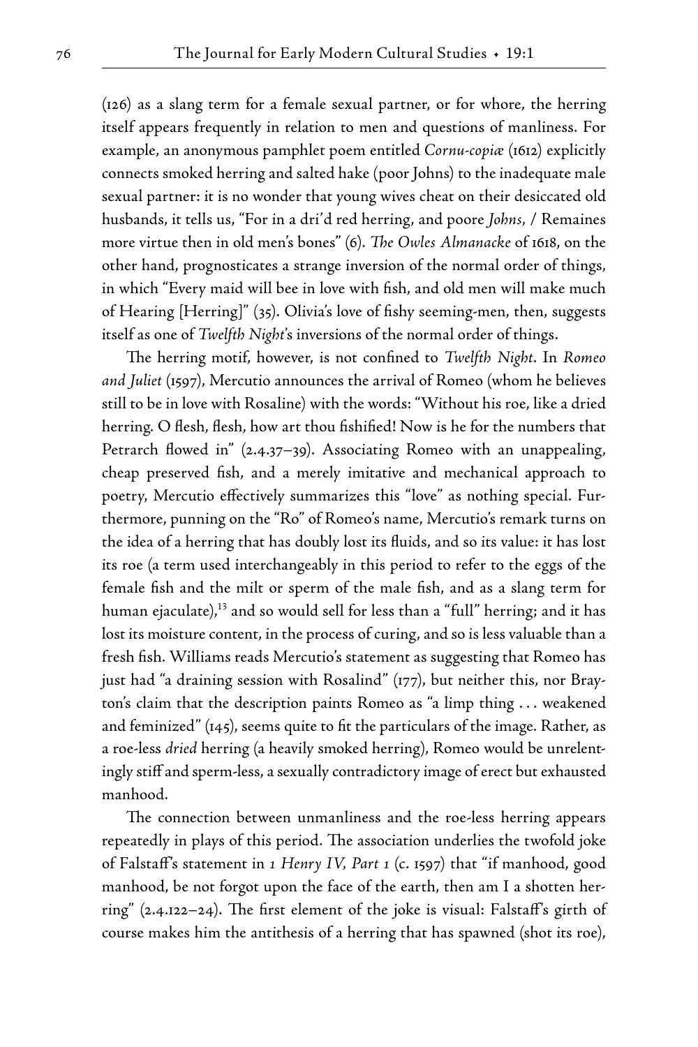(126) as a slang term for a female sexual partner, or for whore, the herring itself appears frequently in relation to men and questions of manliness. For example, an anonymous pamphlet poem entitled *Cornu-copiæ* (1612) explicitly connects smoked herring and salted hake (poor Johns) to the inadequate male sexual partner: it is no wonder that young wives cheat on their desiccated old husbands, it tells us, "For in a dri'd red herring, and poore *Johns*, / Remaines more virtue then in old men's bones" (6). *The Owles Almanacke* of 1618, on the other hand, prognosticates a strange inversion of the normal order of things, in which "Every maid will bee in love with fish, and old men will make much of Hearing [Herring]" (35). Olivia's love of fishy seeming-men, then, suggests itself as one of *Twelfth Night*'s inversions of the normal order of things.

The herring motif, however, is not confined to *Twelfth Night*. In *Romeo and Juliet* (1597), Mercutio announces the arrival of Romeo (whom he believes still to be in love with Rosaline) with the words: "Without his roe, like a dried herring. O flesh, flesh, how art thou fishified! Now is he for the numbers that Petrarch flowed in" (2.4.37–39). Associating Romeo with an unappealing, cheap preserved fish, and a merely imitative and mechanical approach to poetry, Mercutio effectively summarizes this "love" as nothing special. Furthermore, punning on the "Ro" of Romeo's name, Mercutio's remark turns on the idea of a herring that has doubly lost its fluids, and so its value: it has lost its roe (a term used interchangeably in this period to refer to the eggs of the female fish and the milt or sperm of the male fish, and as a slang term for human ejaculate),[13] and so would sell for less than a "full" herring; and it has lost its moisture content, in the process of curing, and so is less valuable than a fresh fish. Williams reads Mercutio's statement as suggesting that Romeo has just had "a draining session with Rosalind" (177), but neither this, nor Brayton's claim that the description paints Romeo as "a limp thing . . . weakened and feminized" (145), seems quite to fit the particulars of the image. Rather, as a roe-less *dried* herring (a heavily smoked herring), Romeo would be unrelentingly stiff and sperm-less, a sexually contradictory image of erect but exhausted manhood.

The connection between unmanliness and the roe-less herring appears repeatedly in plays of this period. The association underlies the twofold joke of Falstaff's statement in *1 Henry IV, Part 1* (c. 1597) that "if manhood, good manhood, be not forgot upon the face of the earth, then am I a shotten herring" (2.4.122–24). The first element of the joke is visual: Falstaff's girth of course makes him the antithesis of a herring that has spawned (shot its roe),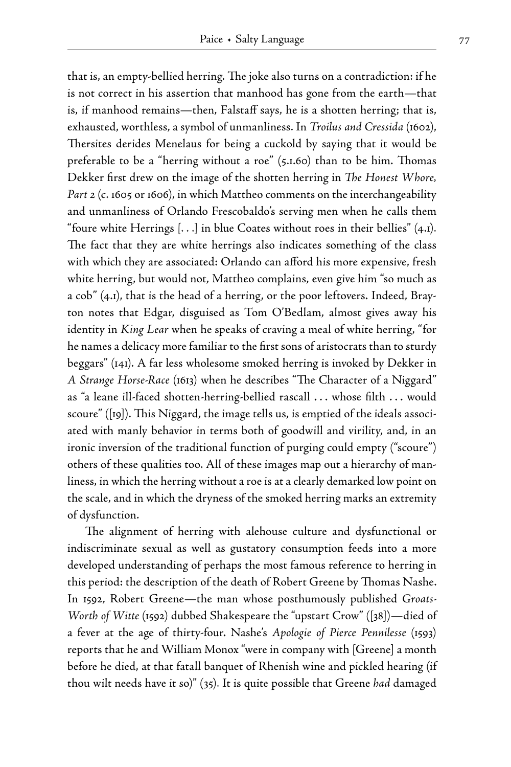that is, an empty-bellied herring. The joke also turns on a contradiction: if he is not correct in his assertion that manhood has gone from the earth—that is, if manhood remains—then, Falstaff says, he is a shotten herring; that is, exhausted, worthless, a symbol of unmanliness. In *Troilus and Cressida* (1602), Thersites derides Menelaus for being a cuckold by saying that it would be preferable to be a "herring without a roe" (5.1.60) than to be him. Thomas Dekker first drew on the image of the shotten herring in *The Honest Whore, Part 2* (c. 1605 or 1606), in which Mattheo comments on the interchangeability and unmanliness of Orlando Frescobaldo's serving men when he calls them "foure white Herrings [. . .] in blue Coates without roes in their bellies" (4.1). The fact that they are white herrings also indicates something of the class with which they are associated: Orlando can afford his more expensive, fresh white herring, but would not, Mattheo complains, even give him "so much as a cob" (4.1), that is the head of a herring, or the poor leftovers. Indeed, Brayton notes that Edgar, disguised as Tom O'Bedlam, almost gives away his identity in *King Lear* when he speaks of craving a meal of white herring, "for he names a delicacy more familiar to the first sons of aristocrats than to sturdy beggars" (141). A far less wholesome smoked herring is invoked by Dekker in *A Strange Horse-Race* (1613) when he describes "The Character of a Niggard" as "a leane ill-faced shotten-herring-bellied rascall . . . whose filth . . . would scoure" ([19]). This Niggard, the image tells us, is emptied of the ideals associated with manly behavior in terms both of goodwill and virility, and, in an ironic inversion of the traditional function of purging could empty ("scoure") others of these qualities too. All of these images map out a hierarchy of manliness, in which the herring without a roe is at a clearly demarked low point on the scale, and in which the dryness of the smoked herring marks an extremity of dysfunction.

The alignment of herring with alehouse culture and dysfunctional or indiscriminate sexual as well as gustatory consumption feeds into a more developed understanding of perhaps the most famous reference to herring in this period: the description of the death of Robert Greene by Thomas Nashe. In 1592, Robert Greene—the man whose posthumously published *Groats-Worth of Witte* (1592) dubbed Shakespeare the "upstart Crow" ([38])—died of a fever at the age of thirty-four. Nashe's *Apologie of Pierce Pennilesse* (1593) reports that he and William Monox "were in company with [Greene] a month before he died, at that fatall banquet of Rhenish wine and pickled hearing (if thou wilt needs have it so)" (35). It is quite possible that Greene *had* damaged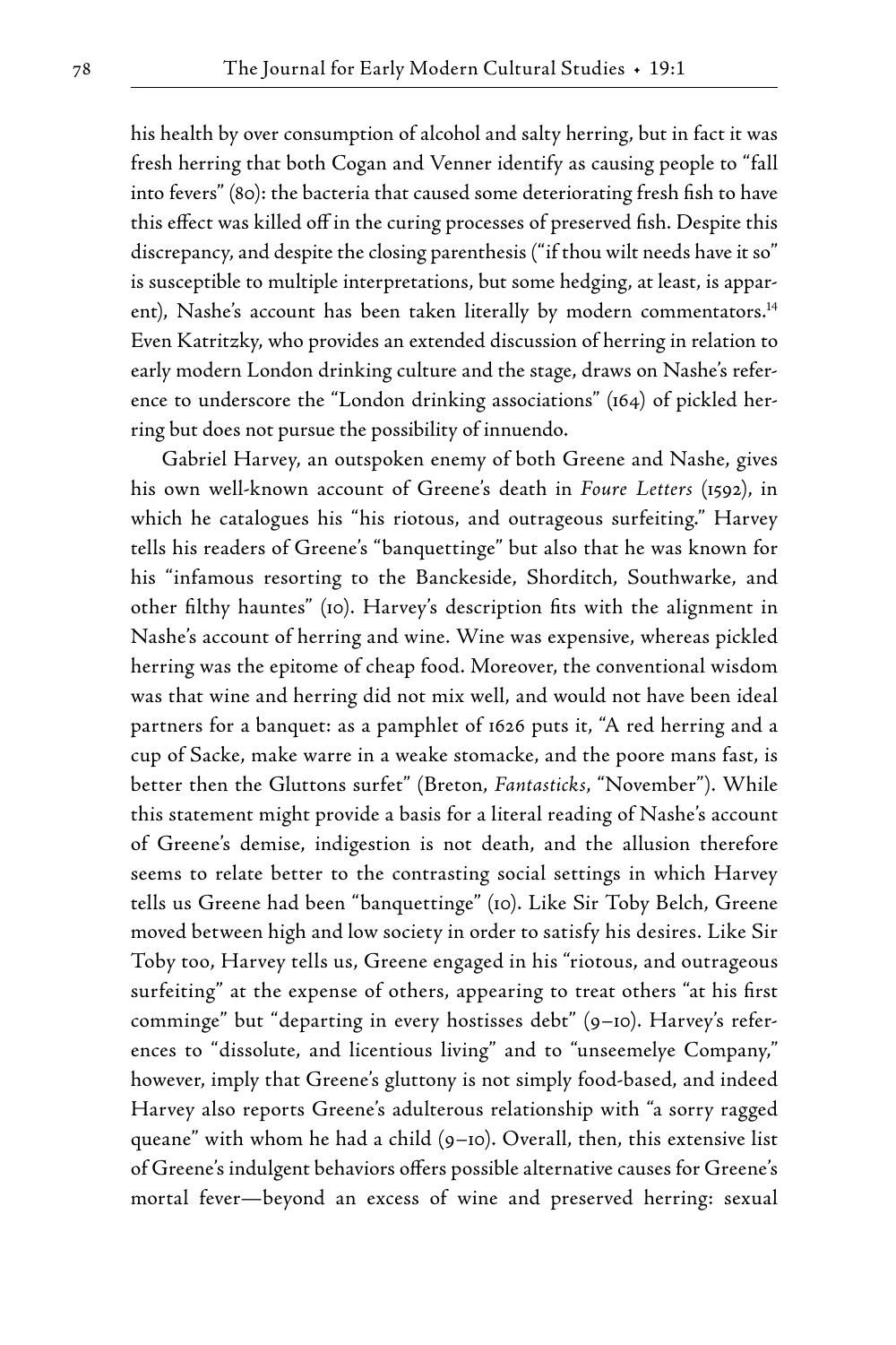his health by over consumption of alcohol and salty herring, but in fact it was fresh herring that both Cogan and Venner identify as causing people to "fall into fevers" (80): the bacteria that caused some deteriorating fresh fish to have this effect was killed off in the curing processes of preserved fish. Despite this discrepancy, and despite the closing parenthesis ("if thou wilt needs have it so" is susceptible to multiple interpretations, but some hedging, at least, is apparent), Nashe's account has been taken literally by modern commentators.[14] Even Katritzky, who provides an extended discussion of herring in relation to early modern London drinking culture and the stage, draws on Nashe's reference to underscore the "London drinking associations" (164) of pickled herring but does not pursue the possibility of innuendo.

Gabriel Harvey, an outspoken enemy of both Greene and Nashe, gives his own well-known account of Greene's death in *Foure Letters* (1592), in which he catalogues his "his riotous, and outrageous surfeiting." Harvey tells his readers of Greene's "banquettinge" but also that he was known for his "infamous resorting to the Banckeside, Shorditch, Southwarke, and other filthy hauntes" (10). Harvey's description fits with the alignment in Nashe's account of herring and wine. Wine was expensive, whereas pickled herring was the epitome of cheap food. Moreover, the conventional wisdom was that wine and herring did not mix well, and would not have been ideal partners for a banquet: as a pamphlet of 1626 puts it, "A red herring and a cup of Sacke, make warre in a weake stomacke, and the poore mans fast, is better then the Gluttons surfet" (Breton, *Fantasticks*, "November"). While this statement might provide a basis for a literal reading of Nashe's account of Greene's demise, indigestion is not death, and the allusion therefore seems to relate better to the contrasting social settings in which Harvey tells us Greene had been "banquettinge" (10). Like Sir Toby Belch, Greene moved between high and low society in order to satisfy his desires. Like Sir Toby too, Harvey tells us, Greene engaged in his "riotous, and outrageous surfeiting" at the expense of others, appearing to treat others "at his first comminge" but "departing in every hostisses debt" (9–10). Harvey's references to "dissolute, and licentious living" and to "unseemelye Company," however, imply that Greene's gluttony is not simply food-based, and indeed Harvey also reports Greene's adulterous relationship with "a sorry ragged queane" with whom he had a child (9–10). Overall, then, this extensive list of Greene's indulgent behaviors offers possible alternative causes for Greene's mortal fever—beyond an excess of wine and preserved herring: sexual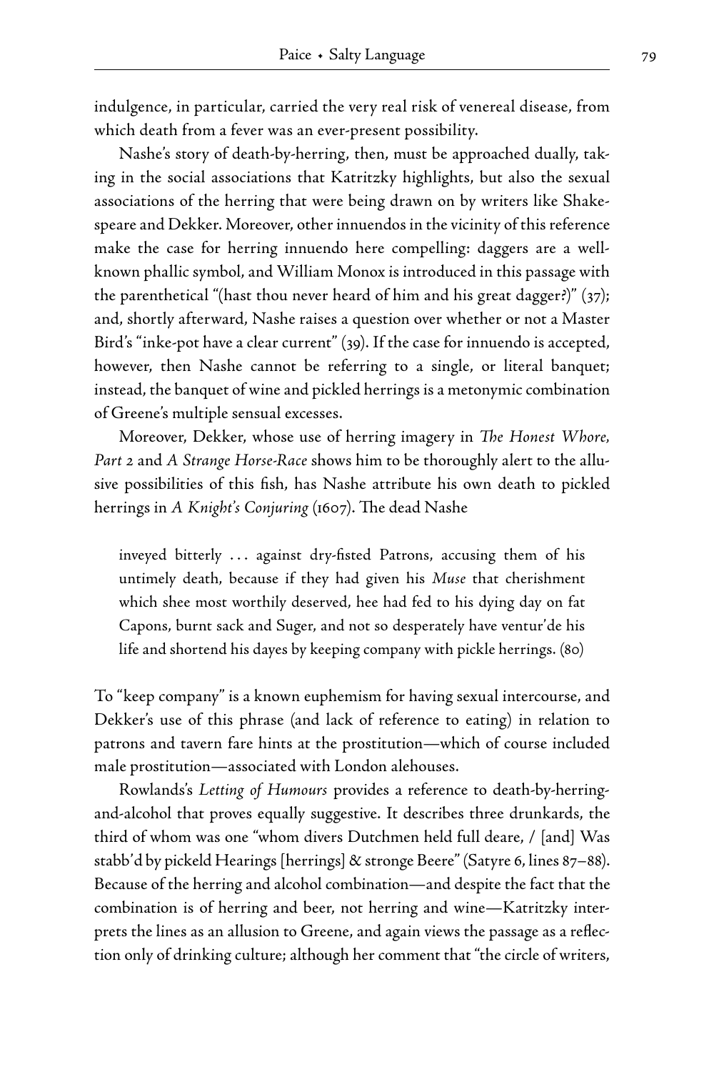indulgence, in particular, carried the very real risk of venereal disease, from which death from a fever was an ever-present possibility.

Nashe's story of death-by-herring, then, must be approached dually, taking in the social associations that Katritzky highlights, but also the sexual associations of the herring that were being drawn on by writers like Shakespeare and Dekker. Moreover, other innuendos in the vicinity of this reference make the case for herring innuendo here compelling: daggers are a well-known phallic symbol, and William Monox is introduced in this passage with the parenthetical "(hast thou never heard of him and his great dagger?)" (37); and, shortly afterward, Nashe raises a question over whether or not a Master Bird's "inke-pot have a clear current" (39). If the case for innuendo is accepted, however, then Nashe cannot be referring to a single, or literal banquet; instead, the banquet of wine and pickled herrings is a metonymic combination of Greene's multiple sensual excesses.

Moreover, Dekker, whose use of herring imagery in *The Honest Whore, Part 2* and *A Strange Horse-Race* shows him to be thoroughly alert to the allusive possibilities of this fish, has Nashe attribute his own death to pickled herrings in *A Knight's Conjuring* (1607). The dead Nashe

> inveyed bitterly ... against dry-fisted Patrons, accusing them of his untimely death, because if they had given his *Muse* that cherishment which shee most worthily deserved, hee had fed to his dying day on fat Capons, burnt sack and Suger, and not so desperately have ventur'de his life and shortend his dayes by keeping company with pickle herrings. (80)

To "keep company" is a known euphemism for having sexual intercourse, and Dekker's use of this phrase (and lack of reference to eating) in relation to patrons and tavern fare hints at the prostitution—which of course included male prostitution—associated with London alehouses.

Rowlands's *Letting of Humours* provides a reference to death-by-herring-and-alcohol that proves equally suggestive. It describes three drunkards, the third of whom was one "whom divers Dutchmen held full deare, / [and] Was stabb'd by pickeld Hearings [herrings] & stronge Beere" (Satyre 6, lines 87–88). Because of the herring and alcohol combination—and despite the fact that the combination is of herring and beer, not herring and wine—Katritzky interprets the lines as an allusion to Greene, and again views the passage as a reflection only of drinking culture; although her comment that "the circle of writers,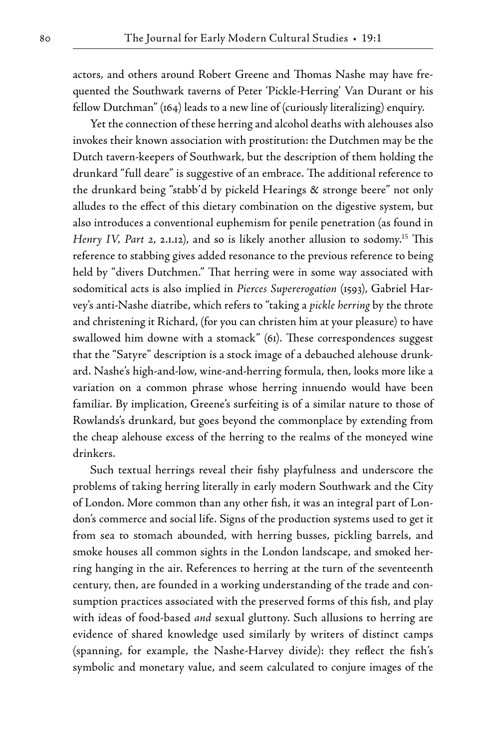actors, and others around Robert Greene and Thomas Nashe may have frequented the Southwark taverns of Peter 'Pickle-Herring' Van Durant or his fellow Dutchman" (164) leads to a new line of (curiously literalizing) enquiry.

Yet the connection of these herring and alcohol deaths with alehouses also invokes their known association with prostitution: the Dutchmen may be the Dutch tavern-keepers of Southwark, but the description of them holding the drunkard "full deare" is suggestive of an embrace. The additional reference to the drunkard being "stabb'd by pickeld Hearings & stronge beere" not only alludes to the effect of this dietary combination on the digestive system, but also introduces a conventional euphemism for penile penetration (as found in *Henry IV, Part 2*, 2.1.12), and so is likely another allusion to sodomy.[15] This reference to stabbing gives added resonance to the previous reference to being held by "divers Dutchmen." That herring were in some way associated with sodomitical acts is also implied in *Pierces Supererogation* (1593), Gabriel Harvey's anti-Nashe diatribe, which refers to "taking a *pickle herring* by the throte and christening it Richard, (for you can christen him at your pleasure) to have swallowed him downe with a stomack" (61). These correspondences suggest that the "Satyre" description is a stock image of a debauched alehouse drunkard. Nashe's high-and-low, wine-and-herring formula, then, looks more like a variation on a common phrase whose herring innuendo would have been familiar. By implication, Greene's surfeiting is of a similar nature to those of Rowlands's drunkard, but goes beyond the commonplace by extending from the cheap alehouse excess of the herring to the realms of the moneyed wine drinkers.

Such textual herrings reveal their fishy playfulness and underscore the problems of taking herring literally in early modern Southwark and the City of London. More common than any other fish, it was an integral part of London's commerce and social life. Signs of the production systems used to get it from sea to stomach abounded, with herring busses, pickling barrels, and smoke houses all common sights in the London landscape, and smoked herring hanging in the air. References to herring at the turn of the seventeenth century, then, are founded in a working understanding of the trade and consumption practices associated with the preserved forms of this fish, and play with ideas of food-based *and* sexual gluttony. Such allusions to herring are evidence of shared knowledge used similarly by writers of distinct camps (spanning, for example, the Nashe-Harvey divide): they reflect the fish's symbolic and monetary value, and seem calculated to conjure images of the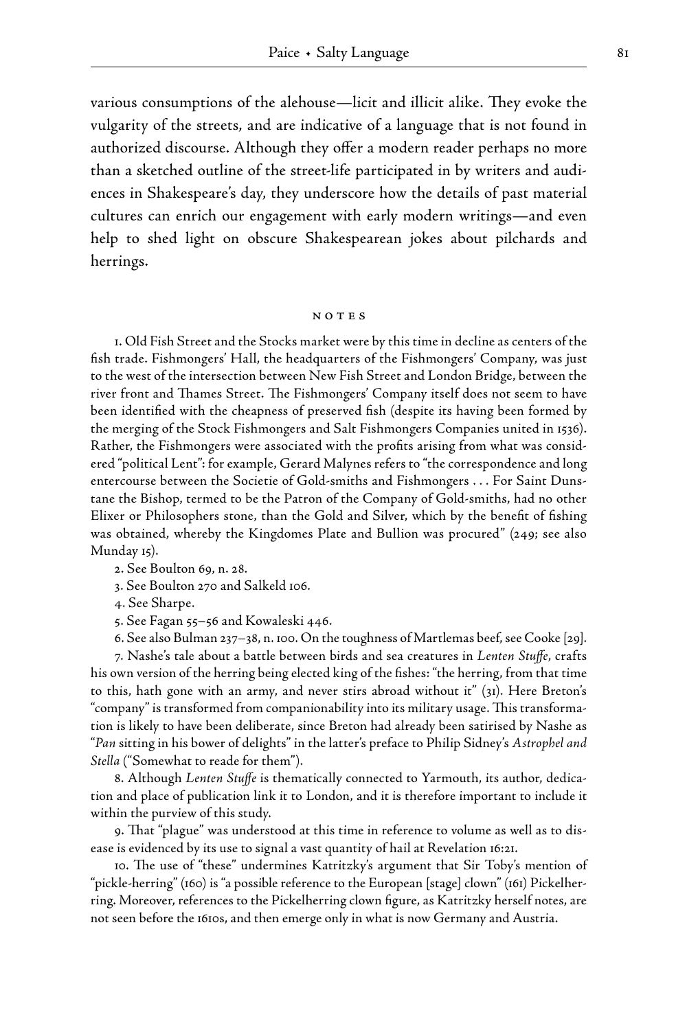various consumptions of the alehouse—licit and illicit alike. They evoke the vulgarity of the streets, and are indicative of a language that is not found in authorized discourse. Although they offer a modern reader perhaps no more than a sketched outline of the street-life participated in by writers and audiences in Shakespeare's day, they underscore how the details of past material cultures can enrich our engagement with early modern writings—and even help to shed light on obscure Shakespearean jokes about pilchards and herrings.

## NOTES

1. Old Fish Street and the Stocks market were by this time in decline as centers of the fish trade. Fishmongers' Hall, the headquarters of the Fishmongers' Company, was just to the west of the intersection between New Fish Street and London Bridge, between the river front and Thames Street. The Fishmongers' Company itself does not seem to have been identified with the cheapness of preserved fish (despite its having been formed by the merging of the Stock Fishmongers and Salt Fishmongers Companies united in 1536). Rather, the Fishmongers were associated with the profits arising from what was considered "political Lent": for example, Gerard Malynes refers to "the correspondence and long entercourse between the Societie of Gold-smiths and Fishmongers . . . For Saint Dunstane the Bishop, termed to be the Patron of the Company of Gold-smiths, had no other Elixer or Philosophers stone, than the Gold and Silver, which by the benefit of fishing was obtained, whereby the Kingdomes Plate and Bullion was procured" (249; see also Munday 15).

2. See Boulton 69, n. 28.

3. See Boulton 270 and Salkeld 106.

4. See Sharpe.

5. See Fagan 55–56 and Kowaleski 446.

6. See also Bulman 237–38, n. 100. On the toughness of Martlemas beef, see Cooke [29].

7. Nashe's tale about a battle between birds and sea creatures in *Lenten Stuffe*, crafts his own version of the herring being elected king of the fishes: "the herring, from that time to this, hath gone with an army, and never stirs abroad without it" (31). Here Breton's "company" is transformed from companionability into its military usage. This transformation is likely to have been deliberate, since Breton had already been satirised by Nashe as "*Pan* sitting in his bower of delights" in the latter's preface to Philip Sidney's *Astrophel and Stella* ("Somewhat to reade for them").

8. Although *Lenten Stuffe* is thematically connected to Yarmouth, its author, dedication and place of publication link it to London, and it is therefore important to include it within the purview of this study.

9. That "plague" was understood at this time in reference to volume as well as to disease is evidenced by its use to signal a vast quantity of hail at Revelation 16:21.

10. The use of "these" undermines Katritzky's argument that Sir Toby's mention of "pickle-herring" (160) is "a possible reference to the European [stage] clown" (161) Pickelherring. Moreover, references to the Pickelherring clown figure, as Katritzky herself notes, are not seen before the 1610s, and then emerge only in what is now Germany and Austria.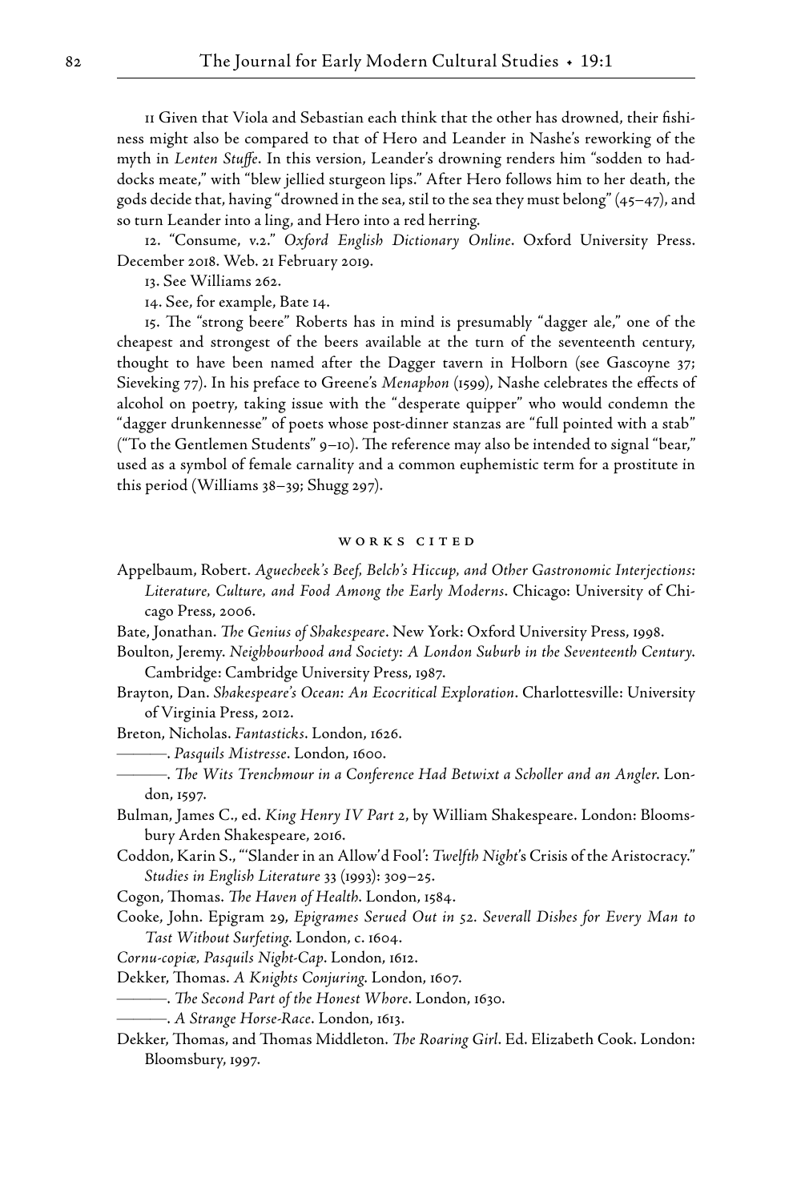11 Given that Viola and Sebastian each think that the other has drowned, their fishiness might also be compared to that of Hero and Leander in Nashe's reworking of the myth in *Lenten Stuffe*. In this version, Leander's drowning renders him "sodden to haddocks meate," with "blew jellied sturgeon lips." After Hero follows him to her death, the gods decide that, having "drowned in the sea, stil to the sea they must belong" (45–47), and so turn Leander into a ling, and Hero into a red herring.

12. "Consume, v.2." *Oxford English Dictionary Online*. Oxford University Press. December 2018. Web. 21 February 2019.

13. See Williams 262.

14. See, for example, Bate 14.

15. The "strong beere" Roberts has in mind is presumably "dagger ale," one of the cheapest and strongest of the beers available at the turn of the seventeenth century, thought to have been named after the Dagger tavern in Holborn (see Gascoyne 37; Sieveking 77). In his preface to Greene's *Menaphon* (1599), Nashe celebrates the effects of alcohol on poetry, taking issue with the "desperate quipper" who would condemn the "dagger drunkennesse" of poets whose post-dinner stanzas are "full pointed with a stab" ("To the Gentlemen Students" 9–10). The reference may also be intended to signal "bear," used as a symbol of female carnality and a common euphemistic term for a prostitute in this period (Williams 38–39; Shugg 297).

## Works Cited

Appelbaum, Robert. *Aguecheek's Beef, Belch's Hiccup, and Other Gastronomic Interjections: Literature, Culture, and Food Among the Early Moderns*. Chicago: University of Chicago Press, 2006.

Bate, Jonathan. *The Genius of Shakespeare*. New York: Oxford University Press, 1998.

Boulton, Jeremy. *Neighbourhood and Society: A London Suburb in the Seventeenth Century*. Cambridge: Cambridge University Press, 1987.

Brayton, Dan. *Shakespeare's Ocean: An Ecocritical Exploration*. Charlottesville: University of Virginia Press, 2012.

Breton, Nicholas. *Fantasticks*. London, 1626.

———. *Pasquils Mistresse*. London, 1600.

———. *The Wits Trenchmour in a Conference Had Betwixt a Scholler and an Angler*. London, 1597.

Bulman, James C., ed. *King Henry IV Part 2*, by William Shakespeare. London: Bloomsbury Arden Shakespeare, 2016.

Coddon, Karin S., "'Slander in an Allow'd Fool': *Twelfth Night*'s Crisis of the Aristocracy." *Studies in English Literature* 33 (1993): 309–25.

Cogon, Thomas. *The Haven of Health*. London, 1584.

Cooke, John. Epigram 29, *Epigrames Serued Out in 52. Severall Dishes for Every Man to Tast Without Surfeting*. London, c. 1604.

*Cornu-copiæ, Pasquils Night-Cap*. London, 1612.

Dekker, Thomas. *A Knights Conjuring*. London, 1607.

———. *The Second Part of the Honest Whore*. London, 1630.

———. *A Strange Horse-Race*. London, 1613.

Dekker, Thomas, and Thomas Middleton. *The Roaring Girl*. Ed. Elizabeth Cook. London: Bloomsbury, 1997.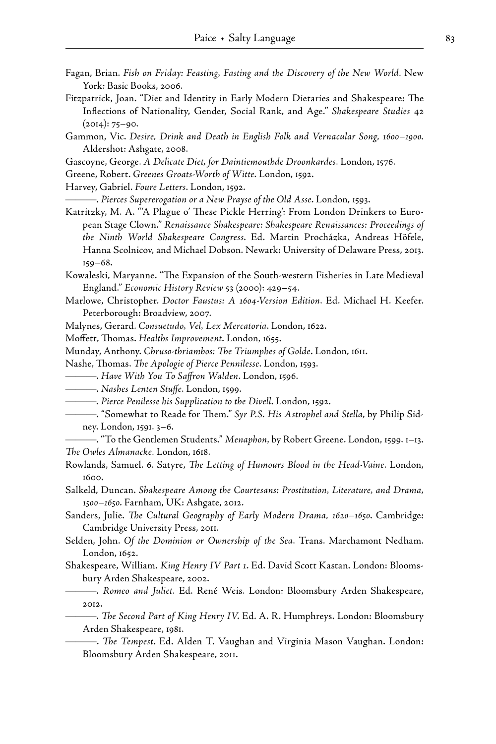Fagan, Brian. *Fish on Friday: Feasting, Fasting and the Discovery of the New World*. New York: Basic Books, 2006.

Fitzpatrick, Joan. "Diet and Identity in Early Modern Dietaries and Shakespeare: The Inflections of Nationality, Gender, Social Rank, and Age." *Shakespeare Studies* 42 (2014): 75–90.

Gammon, Vic. *Desire, Drink and Death in English Folk and Vernacular Song, 1600–1900.* Aldershot: Ashgate, 2008.

Gascoyne, George. *A Delicate Diet, for Daintiemouthde Droonkardes*. London, 1576.

Greene, Robert. *Greenes Groats-Worth of Witte*. London, 1592.

Harvey, Gabriel. *Foure Letters*. London, 1592.

———. *Pierces Supererogation or a New Prayse of the Old Asse*. London, 1593.

Katritzky, M. A. "'A Plague o' These Pickle Herring': From London Drinkers to European Stage Clown." *Renaissance Shakespeare: Shakespeare Renaissances: Proceedings of the Ninth World Shakespeare Congress*. Ed. Martin Procházka, Andreas Höfele, Hanna Scolnicov, and Michael Dobson. Newark: University of Delaware Press, 2013. 159–68.

Kowaleski, Maryanne. "The Expansion of the South-western Fisheries in Late Medieval England." *Economic History Review* 53 (2000): 429–54.

Marlowe, Christopher. *Doctor Faustus: A 1604-Version Edition*. Ed. Michael H. Keefer. Peterborough: Broadview, 2007.

Malynes, Gerard. *Consuetudo, Vel, Lex Mercatoria*. London, 1622.

Moffett, Thomas. *Healths Improvement*. London, 1655.

Munday, Anthony. *Chruso-thriambos: The Triumphes of Golde*. London, 1611.

Nashe, Thomas. *The Apologie of Pierce Pennilesse*. London, 1593.

———. *Have With You To Saffron Walden*. London, 1596.

———. *Nashes Lenten Stuffe*. London, 1599.

———. *Pierce Penilesse his Supplication to the Divell*. London, 1592.

———. "Somewhat to Reade for Them." *Syr P.S. His Astrophel and Stella*, by Philip Sidney. London, 1591. 3–6.

———. "To the Gentlemen Students." *Menaphon*, by Robert Greene. London, 1599. 1–13.

*The Owles Almanacke*. London, 1618.

Rowlands, Samuel. 6. Satyre, *The Letting of Humours Blood in the Head-Vaine*. London, 1600.

Salkeld, Duncan. *Shakespeare Among the Courtesans: Prostitution, Literature, and Drama, 1500–1650*. Farnham, UK: Ashgate, 2012.

Sanders, Julie. *The Cultural Geography of Early Modern Drama, 1620–1650*. Cambridge: Cambridge University Press, 2011.

Selden, John. *Of the Dominion or Ownership of the Sea*. Trans. Marchamont Nedham. London, 1652.

Shakespeare, William. *King Henry IV Part 1*. Ed. David Scott Kastan. London: Bloomsbury Arden Shakespeare, 2002.

———. *Romeo and Juliet*. Ed. René Weis. London: Bloomsbury Arden Shakespeare, 2012.

———. *The Second Part of King Henry IV*. Ed. A. R. Humphreys. London: Bloomsbury Arden Shakespeare, 1981.

———. *The Tempest*. Ed. Alden T. Vaughan and Virginia Mason Vaughan. London: Bloomsbury Arden Shakespeare, 2011.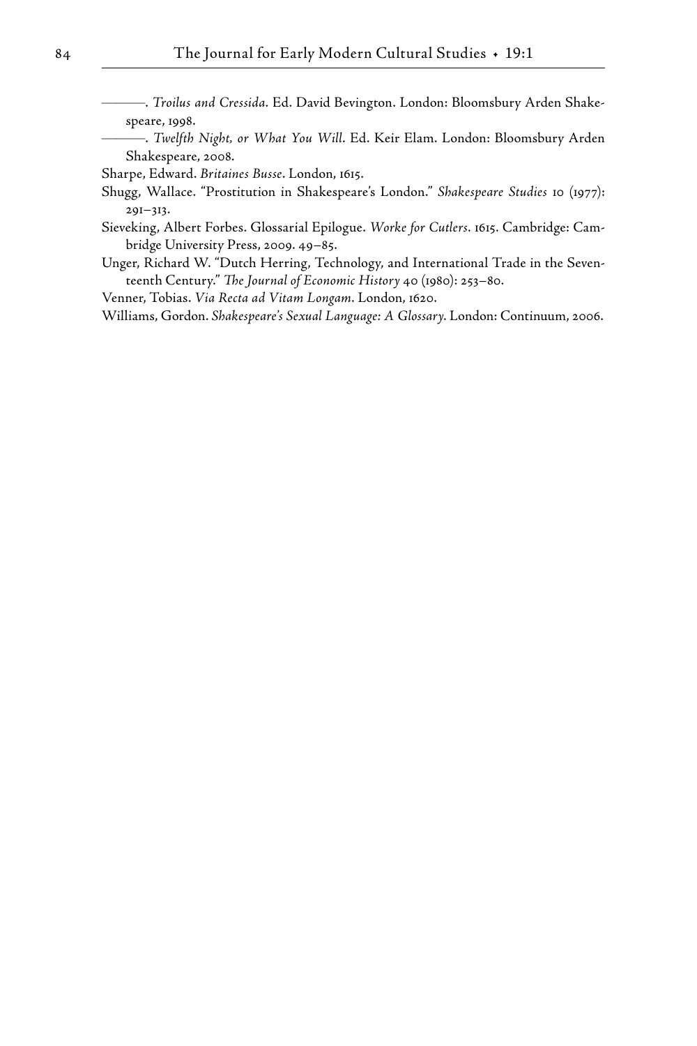———. *Troilus and Cressida*. Ed. David Bevington. London: Bloomsbury Arden Shakespeare, 1998.

———. *Twelfth Night, or What You Will*. Ed. Keir Elam. London: Bloomsbury Arden Shakespeare, 2008.

Sharpe, Edward. *Britaines Busse*. London, 1615.

Shugg, Wallace. "Prostitution in Shakespeare's London." *Shakespeare Studies* 10 (1977): 291–313.

Sieveking, Albert Forbes. Glossarial Epilogue. *Worke for Cutlers*. 1615. Cambridge: Cambridge University Press, 2009. 49–85.

Unger, Richard W. "Dutch Herring, Technology, and International Trade in the Seventeenth Century." *The Journal of Economic History* 40 (1980): 253–80.

Venner, Tobias. *Via Recta ad Vitam Longam*. London, 1620.

Williams, Gordon. *Shakespeare's Sexual Language: A Glossary*. London: Continuum, 2006.